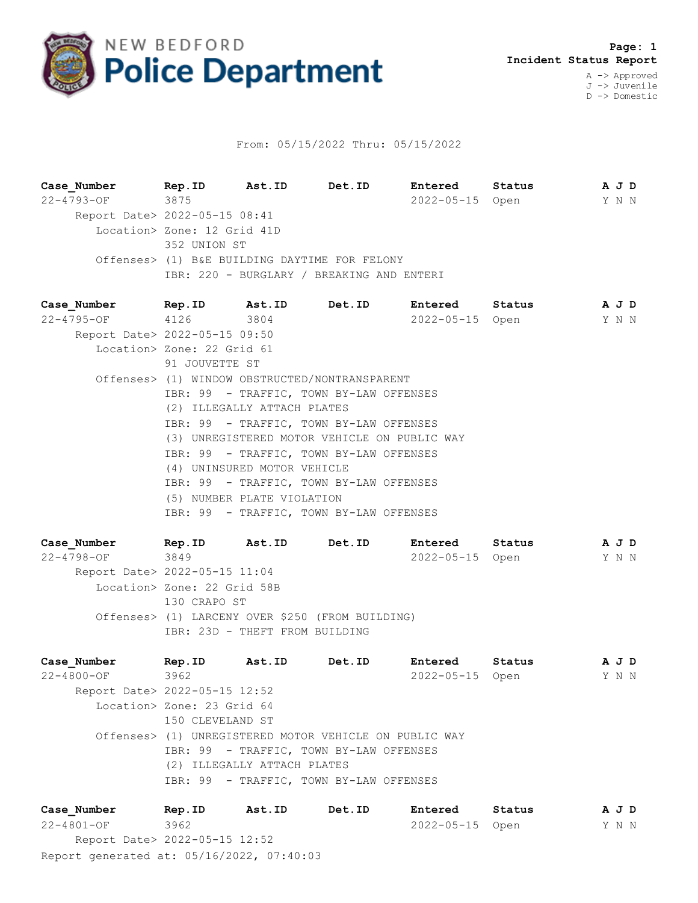# NEW BEDFORD Police Department

**Page: 1**
**Incident Status Report**

A -> Approved
J -> Juvenile
D -> Domestic

From: 05/15/2022 Thru: 05/15/2022

| Case_Number | Rep.ID | Ast.ID | Det.ID | Entered | Status | A | J | D |
|---|---|---|---|---|---|---|---|---|
| 22-4793-OF | 3875 | | | 2022-05-15 | Open | Y | N | N |

Report Date> 2022-05-15 08:41
Location> Zone: 12 Grid 41D
352 UNION ST
Offenses> (1) B&E BUILDING DAYTIME FOR FELONY
IBR: 220 - BURGLARY / BREAKING AND ENTERI

| Case_Number | Rep.ID | Ast.ID | Det.ID | Entered | Status | A | J | D |
|---|---|---|---|---|---|---|---|---|
| 22-4795-OF | 4126 | 3804 | | 2022-05-15 | Open | Y | N | N |

Report Date> 2022-05-15 09:50
Location> Zone: 22 Grid 61
91 JOUVETTE ST
Offenses> (1) WINDOW OBSTRUCTED/NONTRANSPARENT
IBR: 99 - TRAFFIC, TOWN BY-LAW OFFENSES
(2) ILLEGALLY ATTACH PLATES
IBR: 99 - TRAFFIC, TOWN BY-LAW OFFENSES
(3) UNREGISTERED MOTOR VEHICLE ON PUBLIC WAY
IBR: 99 - TRAFFIC, TOWN BY-LAW OFFENSES
(4) UNINSURED MOTOR VEHICLE
IBR: 99 - TRAFFIC, TOWN BY-LAW OFFENSES
(5) NUMBER PLATE VIOLATION
IBR: 99 - TRAFFIC, TOWN BY-LAW OFFENSES

| Case_Number | Rep.ID | Ast.ID | Det.ID | Entered | Status | A | J | D |
|---|---|---|---|---|---|---|---|---|
| 22-4798-OF | 3849 | | | 2022-05-15 | Open | Y | N | N |

Report Date> 2022-05-15 11:04
Location> Zone: 22 Grid 58B
130 CRAPO ST
Offenses> (1) LARCENY OVER $250 (FROM BUILDING)
IBR: 23D - THEFT FROM BUILDING

| Case_Number | Rep.ID | Ast.ID | Det.ID | Entered | Status | A | J | D |
|---|---|---|---|---|---|---|---|---|
| 22-4800-OF | 3962 | | | 2022-05-15 | Open | Y | N | N |

Report Date> 2022-05-15 12:52
Location> Zone: 23 Grid 64
150 CLEVELAND ST
Offenses> (1) UNREGISTERED MOTOR VEHICLE ON PUBLIC WAY
IBR: 99 - TRAFFIC, TOWN BY-LAW OFFENSES
(2) ILLEGALLY ATTACH PLATES
IBR: 99 - TRAFFIC, TOWN BY-LAW OFFENSES

| Case_Number | Rep.ID | Ast.ID | Det.ID | Entered | Status | A | J | D |
|---|---|---|---|---|---|---|---|---|
| 22-4801-OF | 3962 | | | 2022-05-15 | Open | Y | N | N |

Report Date> 2022-05-15 12:52

Report generated at: 05/16/2022, 07:40:03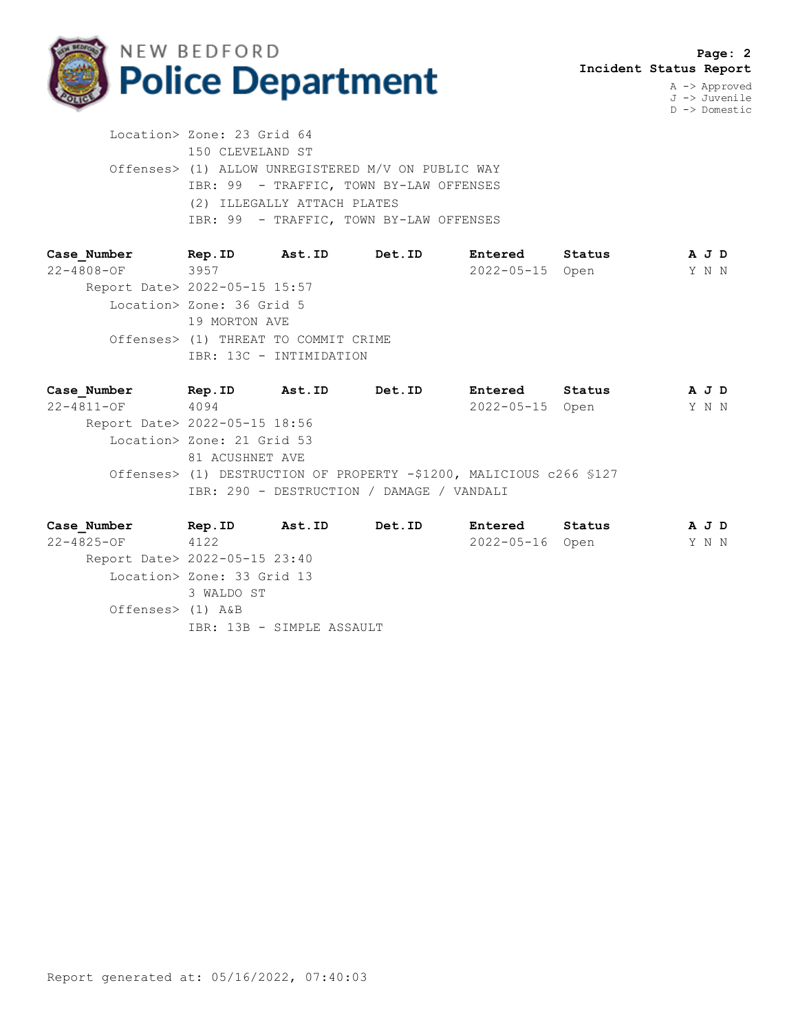NEW BEDFORD
**Police Department**

**Incident Status Report**

A -> Approved
J -> Juvenile
D -> Domestic

Location> Zone: 23 Grid 64
150 CLEVELAND ST
Offenses> (1) ALLOW UNREGISTERED M/V ON PUBLIC WAY
IBR: 99 - TRAFFIC, TOWN BY-LAW OFFENSES
(2) ILLEGALLY ATTACH PLATES
IBR: 99 - TRAFFIC, TOWN BY-LAW OFFENSES

| **Case_Number** | **Rep.ID** | **Ast.ID** | **Det.ID** | **Entered** | **Status** | **A J D** |
|---|---|---|---|---|---|---|
| 22-4808-OF | 3957 | | | 2022-05-15 | Open | Y N N |

Report Date> 2022-05-15 15:57
Location> Zone: 36 Grid 5
19 MORTON AVE
Offenses> (1) THREAT TO COMMIT CRIME
IBR: 13C - INTIMIDATION

| **Case_Number** | **Rep.ID** | **Ast.ID** | **Det.ID** | **Entered** | **Status** | **A J D** |
|---|---|---|---|---|---|---|
| 22-4811-OF | 4094 | | | 2022-05-15 | Open | Y N N |

Report Date> 2022-05-15 18:56
Location> Zone: 21 Grid 53
81 ACUSHNET AVE
Offenses> (1) DESTRUCTION OF PROPERTY -$1200, MALICIOUS c266 §127
IBR: 290 - DESTRUCTION / DAMAGE / VANDALI

| **Case_Number** | **Rep.ID** | **Ast.ID** | **Det.ID** | **Entered** | **Status** | **A J D** |
|---|---|---|---|---|---|---|
| 22-4825-OF | 4122 | | | 2022-05-16 | Open | Y N N |

Report Date> 2022-05-15 23:40
Location> Zone: 33 Grid 13
3 WALDO ST
Offenses> (1) A&B
IBR: 13B - SIMPLE ASSAULT

Report generated at: 05/16/2022, 07:40:03